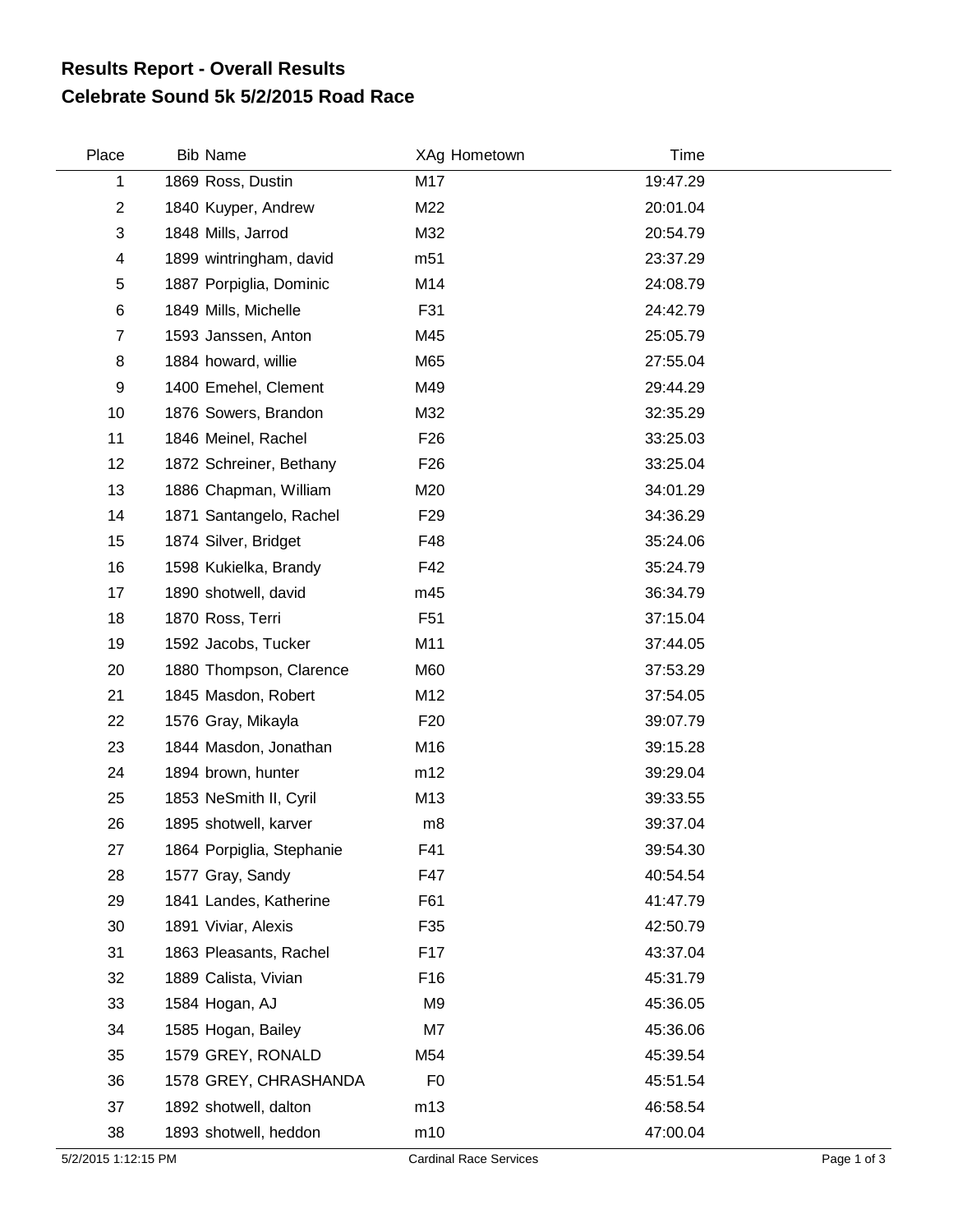# Results Report - Overall Results
## Celebrate Sound 5k 5/2/2015 Road Race

| Place | Bib | Name | XAg | Hometown | Time |
|---|---|---|---|---|---|
| 1 | 1869 | Ross, Dustin | M17 | | 19:47.29 |
| 2 | 1840 | Kuyper, Andrew | M22 | | 20:01.04 |
| 3 | 1848 | Mills, Jarrod | M32 | | 20:54.79 |
| 4 | 1899 | wintringham, david | m51 | | 23:37.29 |
| 5 | 1887 | Porpiglia, Dominic | M14 | | 24:08.79 |
| 6 | 1849 | Mills, Michelle | F31 | | 24:42.79 |
| 7 | 1593 | Janssen, Anton | M45 | | 25:05.79 |
| 8 | 1884 | howard, willie | M65 | | 27:55.04 |
| 9 | 1400 | Emehel, Clement | M49 | | 29:44.29 |
| 10 | 1876 | Sowers, Brandon | M32 | | 32:35.29 |
| 11 | 1846 | Meinel, Rachel | F26 | | 33:25.03 |
| 12 | 1872 | Schreiner, Bethany | F26 | | 33:25.04 |
| 13 | 1886 | Chapman, William | M20 | | 34:01.29 |
| 14 | 1871 | Santangelo, Rachel | F29 | | 34:36.29 |
| 15 | 1874 | Silver, Bridget | F48 | | 35:24.06 |
| 16 | 1598 | Kukielka, Brandy | F42 | | 35:24.79 |
| 17 | 1890 | shotwell, david | m45 | | 36:34.79 |
| 18 | 1870 | Ross, Terri | F51 | | 37:15.04 |
| 19 | 1592 | Jacobs, Tucker | M11 | | 37:44.05 |
| 20 | 1880 | Thompson, Clarence | M60 | | 37:53.29 |
| 21 | 1845 | Masdon, Robert | M12 | | 37:54.05 |
| 22 | 1576 | Gray, Mikayla | F20 | | 39:07.79 |
| 23 | 1844 | Masdon, Jonathan | M16 | | 39:15.28 |
| 24 | 1894 | brown, hunter | m12 | | 39:29.04 |
| 25 | 1853 | NeSmith II, Cyril | M13 | | 39:33.55 |
| 26 | 1895 | shotwell, karver | m8 | | 39:37.04 |
| 27 | 1864 | Porpiglia, Stephanie | F41 | | 39:54.30 |
| 28 | 1577 | Gray, Sandy | F47 | | 40:54.54 |
| 29 | 1841 | Landes, Katherine | F61 | | 41:47.79 |
| 30 | 1891 | Viviar, Alexis | F35 | | 42:50.79 |
| 31 | 1863 | Pleasants, Rachel | F17 | | 43:37.04 |
| 32 | 1889 | Calista, Vivian | F16 | | 45:31.79 |
| 33 | 1584 | Hogan, AJ | M9 | | 45:36.05 |
| 34 | 1585 | Hogan, Bailey | M7 | | 45:36.06 |
| 35 | 1579 | GREY, RONALD | M54 | | 45:39.54 |
| 36 | 1578 | GREY, CHRASHANDA | F0 | | 45:51.54 |
| 37 | 1892 | shotwell, dalton | m13 | | 46:58.54 |
| 38 | 1893 | shotwell, heddon | m10 | | 47:00.04 |

5/2/2015 1:12:15 PM — Cardinal Race Services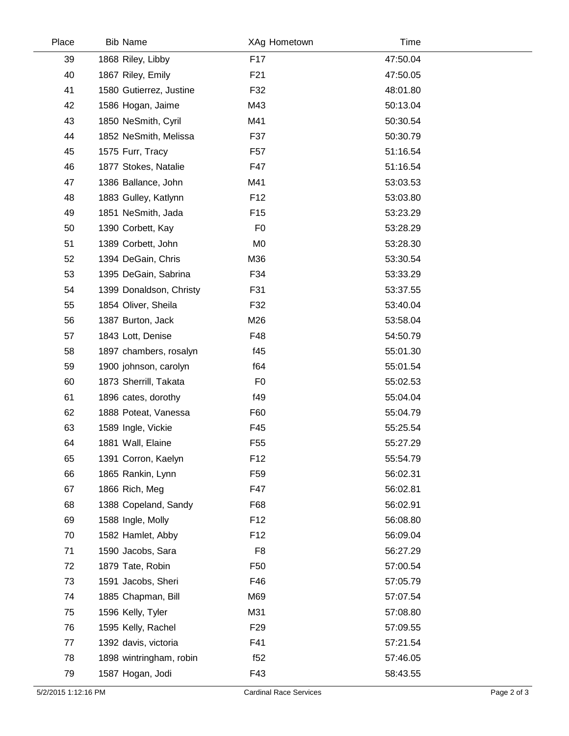| Place | Bib | Name | XAg | Hometown | Time |
|---|---|---|---|---|---|
| 39 | 1868 | Riley, Libby | F17 | | 47:50.04 |
| 40 | 1867 | Riley, Emily | F21 | | 47:50.05 |
| 41 | 1580 | Gutierrez, Justine | F32 | | 48:01.80 |
| 42 | 1586 | Hogan, Jaime | M43 | | 50:13.04 |
| 43 | 1850 | NeSmith, Cyril | M41 | | 50:30.54 |
| 44 | 1852 | NeSmith, Melissa | F37 | | 50:30.79 |
| 45 | 1575 | Furr, Tracy | F57 | | 51:16.54 |
| 46 | 1877 | Stokes, Natalie | F47 | | 51:16.54 |
| 47 | 1386 | Ballance, John | M41 | | 53:03.53 |
| 48 | 1883 | Gulley, Katlynn | F12 | | 53:03.80 |
| 49 | 1851 | NeSmith, Jada | F15 | | 53:23.29 |
| 50 | 1390 | Corbett, Kay | F0 | | 53:28.29 |
| 51 | 1389 | Corbett, John | M0 | | 53:28.30 |
| 52 | 1394 | DeGain, Chris | M36 | | 53:30.54 |
| 53 | 1395 | DeGain, Sabrina | F34 | | 53:33.29 |
| 54 | 1399 | Donaldson, Christy | F31 | | 53:37.55 |
| 55 | 1854 | Oliver, Sheila | F32 | | 53:40.04 |
| 56 | 1387 | Burton, Jack | M26 | | 53:58.04 |
| 57 | 1843 | Lott, Denise | F48 | | 54:50.79 |
| 58 | 1897 | chambers, rosalyn | f45 | | 55:01.30 |
| 59 | 1900 | johnson, carolyn | f64 | | 55:01.54 |
| 60 | 1873 | Sherrill, Takata | F0 | | 55:02.53 |
| 61 | 1896 | cates, dorothy | f49 | | 55:04.04 |
| 62 | 1888 | Poteat, Vanessa | F60 | | 55:04.79 |
| 63 | 1589 | Ingle, Vickie | F45 | | 55:25.54 |
| 64 | 1881 | Wall, Elaine | F55 | | 55:27.29 |
| 65 | 1391 | Corron, Kaelyn | F12 | | 55:54.79 |
| 66 | 1865 | Rankin, Lynn | F59 | | 56:02.31 |
| 67 | 1866 | Rich, Meg | F47 | | 56:02.81 |
| 68 | 1388 | Copeland, Sandy | F68 | | 56:02.91 |
| 69 | 1588 | Ingle, Molly | F12 | | 56:08.80 |
| 70 | 1582 | Hamlet, Abby | F12 | | 56:09.04 |
| 71 | 1590 | Jacobs, Sara | F8 | | 56:27.29 |
| 72 | 1879 | Tate, Robin | F50 | | 57:00.54 |
| 73 | 1591 | Jacobs, Sheri | F46 | | 57:05.79 |
| 74 | 1885 | Chapman, Bill | M69 | | 57:07.54 |
| 75 | 1596 | Kelly, Tyler | M31 | | 57:08.80 |
| 76 | 1595 | Kelly, Rachel | F29 | | 57:09.55 |
| 77 | 1392 | davis, victoria | F41 | | 57:21.54 |
| 78 | 1898 | wintringham, robin | f52 | | 57:46.05 |
| 79 | 1587 | Hogan, Jodi | F43 | | 58:43.55 |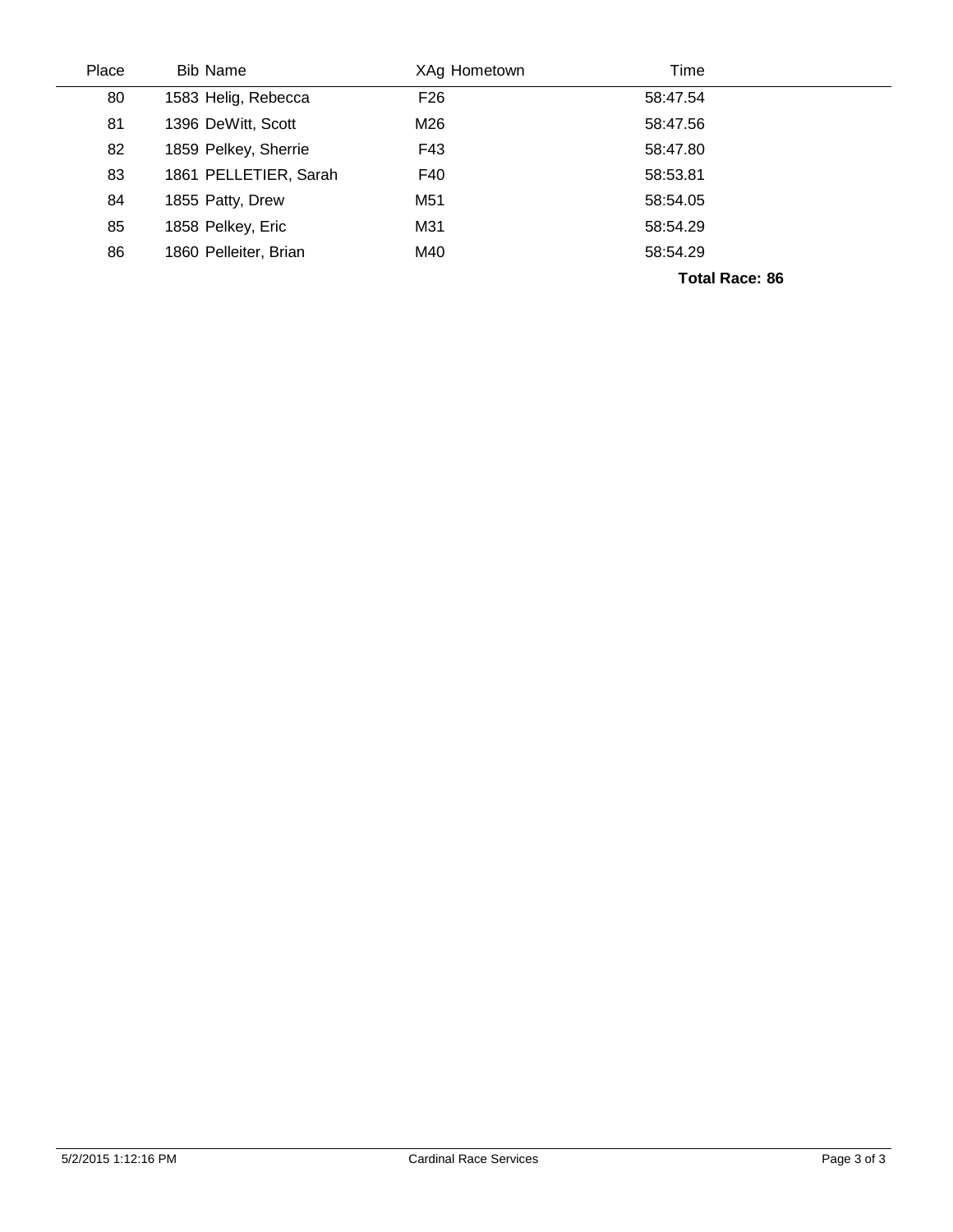| Place | Bib | Name | XAg | Hometown | Time |
|---|---|---|---|---|---|
| 80 | 1583 | Helig, Rebecca | F26 | | 58:47.54 |
| 81 | 1396 | DeWitt, Scott | M26 | | 58:47.56 |
| 82 | 1859 | Pelkey, Sherrie | F43 | | 58:47.80 |
| 83 | 1861 | PELLETIER, Sarah | F40 | | 58:53.81 |
| 84 | 1855 | Patty, Drew | M51 | | 58:54.05 |
| 85 | 1858 | Pelkey, Eric | M31 | | 58:54.29 |
| 86 | 1860 | Pelleiter, Brian | M40 | | 58:54.29 |

**Total Race: 86**